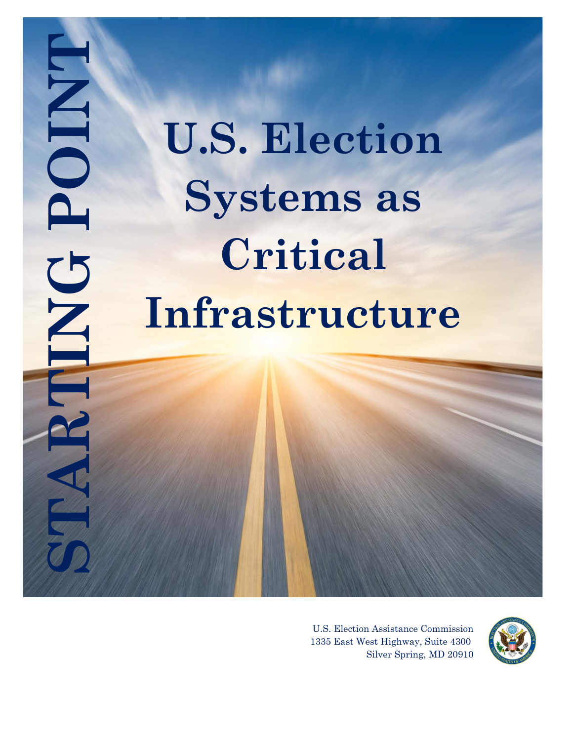STARTING POINT

# U.S. Election Systems as Critical Infrastructure

U.S. Election Assistance Commission
1335 East West Highway, Suite 4300
Silver Spring, MD 20910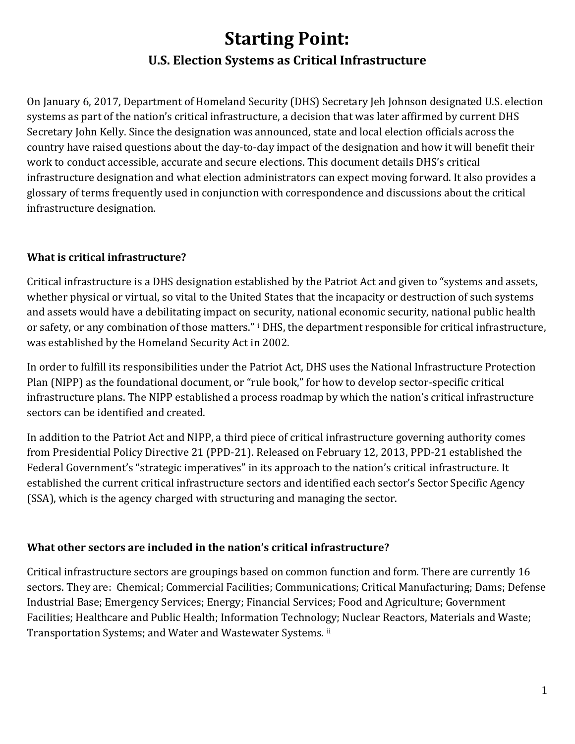# Starting Point:

## U.S. Election Systems as Critical Infrastructure

On January 6, 2017, Department of Homeland Security (DHS) Secretary Jeh Johnson designated U.S. election systems as part of the nation's critical infrastructure, a decision that was later affirmed by current DHS Secretary John Kelly. Since the designation was announced, state and local election officials across the country have raised questions about the day-to-day impact of the designation and how it will benefit their work to conduct accessible, accurate and secure elections. This document details DHS's critical infrastructure designation and what election administrators can expect moving forward. It also provides a glossary of terms frequently used in conjunction with correspondence and discussions about the critical infrastructure designation.

### What is critical infrastructure?

Critical infrastructure is a DHS designation established by the Patriot Act and given to "systems and assets, whether physical or virtual, so vital to the United States that the incapacity or destruction of such systems and assets would have a debilitating impact on security, national economic security, national public health or safety, or any combination of those matters." [i] DHS, the department responsible for critical infrastructure, was established by the Homeland Security Act in 2002.

In order to fulfill its responsibilities under the Patriot Act, DHS uses the National Infrastructure Protection Plan (NIPP) as the foundational document, or "rule book," for how to develop sector-specific critical infrastructure plans. The NIPP established a process roadmap by which the nation's critical infrastructure sectors can be identified and created.

In addition to the Patriot Act and NIPP, a third piece of critical infrastructure governing authority comes from Presidential Policy Directive 21 (PPD-21). Released on February 12, 2013, PPD-21 established the Federal Government's "strategic imperatives" in its approach to the nation's critical infrastructure. It established the current critical infrastructure sectors and identified each sector's Sector Specific Agency (SSA), which is the agency charged with structuring and managing the sector.

### What other sectors are included in the nation's critical infrastructure?

Critical infrastructure sectors are groupings based on common function and form. There are currently 16 sectors. They are: Chemical; Commercial Facilities; Communications; Critical Manufacturing; Dams; Defense Industrial Base; Emergency Services; Energy; Financial Services; Food and Agriculture; Government Facilities; Healthcare and Public Health; Information Technology; Nuclear Reactors, Materials and Waste; Transportation Systems; and Water and Wastewater Systems. [ii]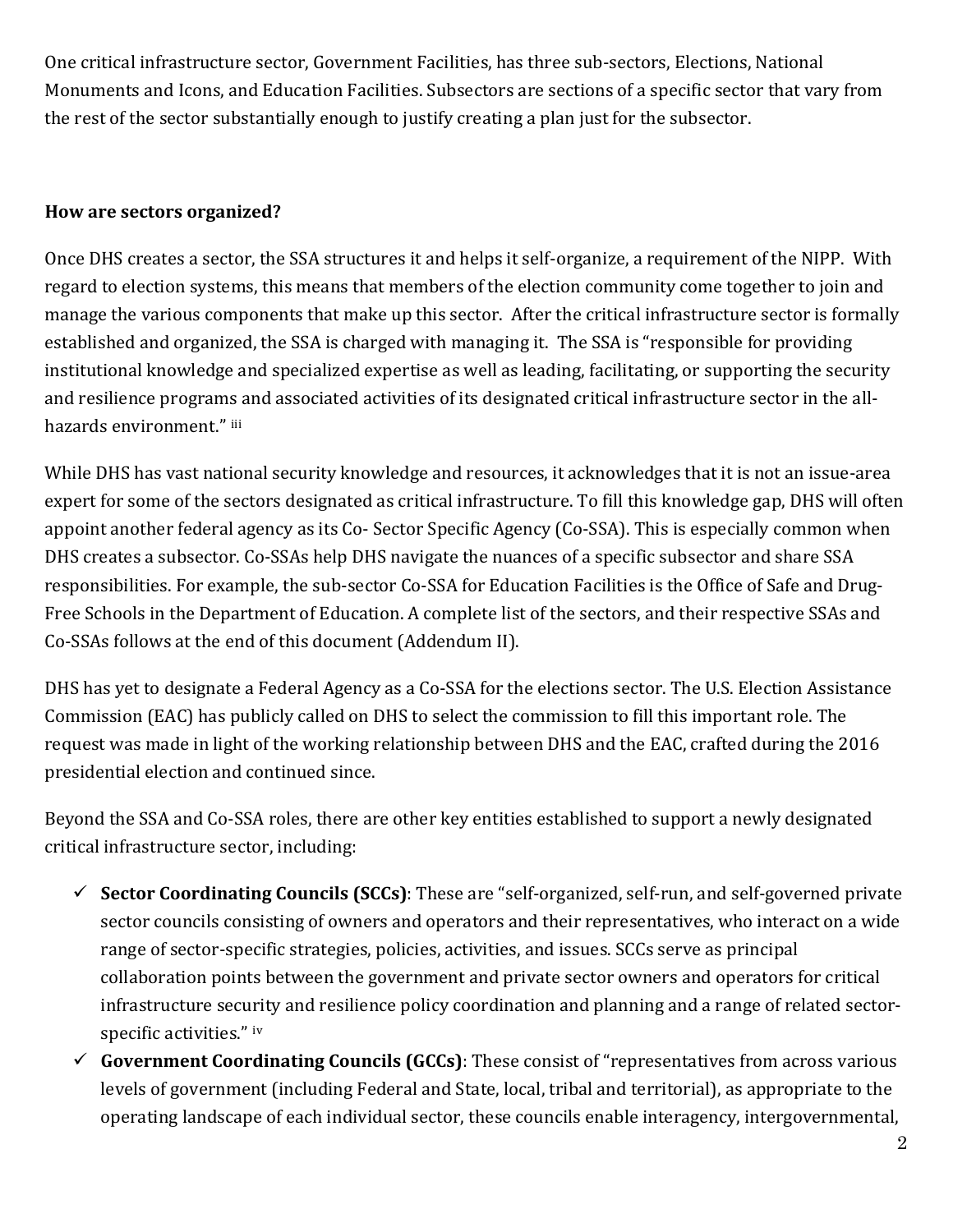One critical infrastructure sector, Government Facilities, has three sub-sectors, Elections, National Monuments and Icons, and Education Facilities. Subsectors are sections of a specific sector that vary from the rest of the sector substantially enough to justify creating a plan just for the subsector.

**How are sectors organized?**

Once DHS creates a sector, the SSA structures it and helps it self-organize, a requirement of the NIPP. With regard to election systems, this means that members of the election community come together to join and manage the various components that make up this sector. After the critical infrastructure sector is formally established and organized, the SSA is charged with managing it. The SSA is "responsible for providing institutional knowledge and specialized expertise as well as leading, facilitating, or supporting the security and resilience programs and associated activities of its designated critical infrastructure sector in the all-hazards environment." [iii]

While DHS has vast national security knowledge and resources, it acknowledges that it is not an issue-area expert for some of the sectors designated as critical infrastructure. To fill this knowledge gap, DHS will often appoint another federal agency as its Co- Sector Specific Agency (Co-SSA). This is especially common when DHS creates a subsector. Co-SSAs help DHS navigate the nuances of a specific subsector and share SSA responsibilities. For example, the sub-sector Co-SSA for Education Facilities is the Office of Safe and Drug-Free Schools in the Department of Education. A complete list of the sectors, and their respective SSAs and Co-SSAs follows at the end of this document (Addendum II).

DHS has yet to designate a Federal Agency as a Co-SSA for the elections sector. The U.S. Election Assistance Commission (EAC) has publicly called on DHS to select the commission to fill this important role. The request was made in light of the working relationship between DHS and the EAC, crafted during the 2016 presidential election and continued since.

Beyond the SSA and Co-SSA roles, there are other key entities established to support a newly designated critical infrastructure sector, including:

- ✓ **Sector Coordinating Councils (SCCs)**: These are "self-organized, self-run, and self-governed private sector councils consisting of owners and operators and their representatives, who interact on a wide range of sector-specific strategies, policies, activities, and issues. SCCs serve as principal collaboration points between the government and private sector owners and operators for critical infrastructure security and resilience policy coordination and planning and a range of related sector-specific activities." [iv]
- ✓ **Government Coordinating Councils (GCCs)**: These consist of "representatives from across various levels of government (including Federal and State, local, tribal and territorial), as appropriate to the operating landscape of each individual sector, these councils enable interagency, intergovernmental,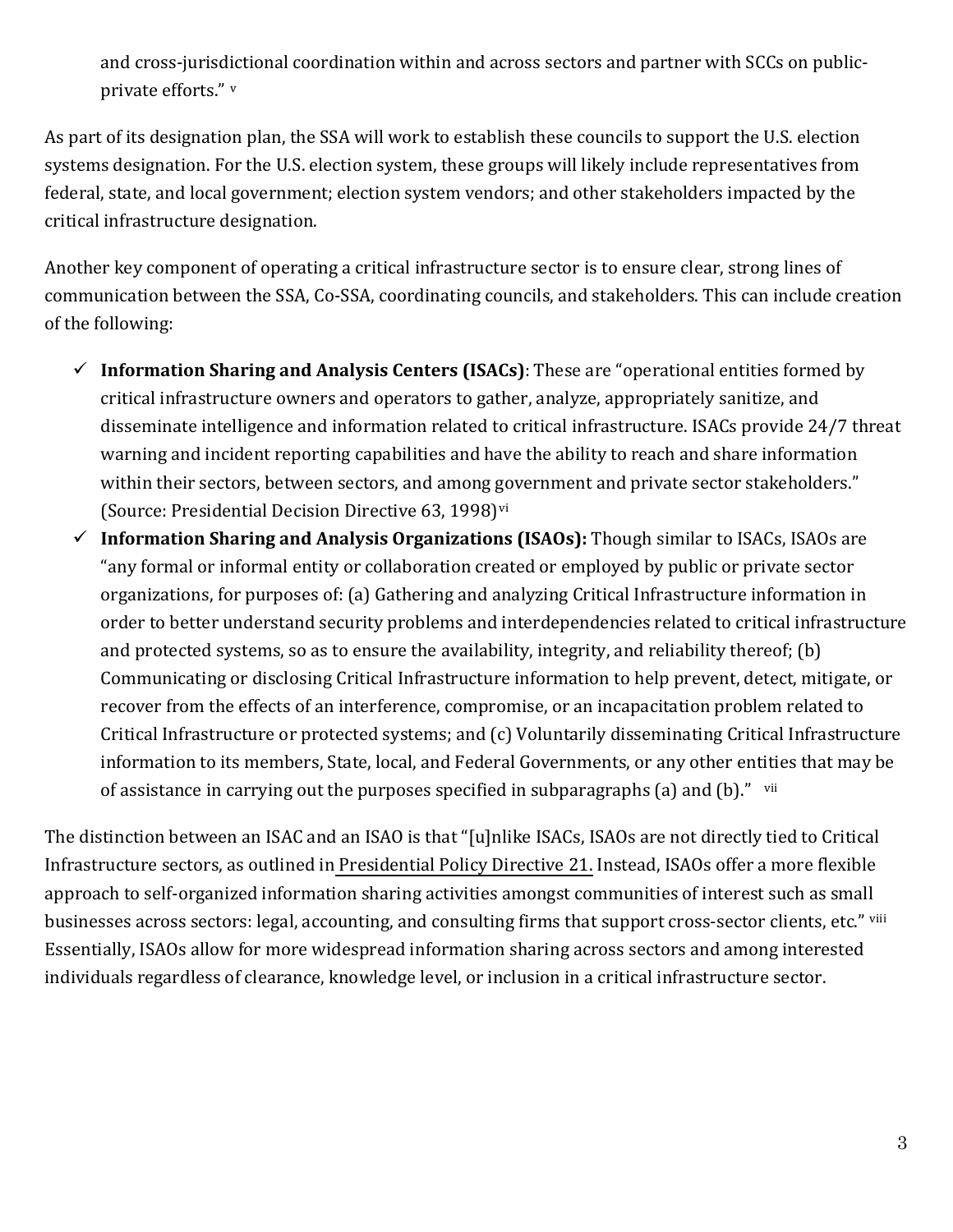and cross-jurisdictional coordination within and across sectors and partner with SCCs on public-private efforts." [v]

As part of its designation plan, the SSA will work to establish these councils to support the U.S. election systems designation. For the U.S. election system, these groups will likely include representatives from federal, state, and local government; election system vendors; and other stakeholders impacted by the critical infrastructure designation.

Another key component of operating a critical infrastructure sector is to ensure clear, strong lines of communication between the SSA, Co-SSA, coordinating councils, and stakeholders. This can include creation of the following:

- ✓ **Information Sharing and Analysis Centers (ISACs)**: These are "operational entities formed by critical infrastructure owners and operators to gather, analyze, appropriately sanitize, and disseminate intelligence and information related to critical infrastructure. ISACs provide 24/7 threat warning and incident reporting capabilities and have the ability to reach and share information within their sectors, between sectors, and among government and private sector stakeholders." (Source: Presidential Decision Directive 63, 1998)[vi]
- ✓ **Information Sharing and Analysis Organizations (ISAOs):** Though similar to ISACs, ISAOs are "any formal or informal entity or collaboration created or employed by public or private sector organizations, for purposes of: (a) Gathering and analyzing Critical Infrastructure information in order to better understand security problems and interdependencies related to critical infrastructure and protected systems, so as to ensure the availability, integrity, and reliability thereof; (b) Communicating or disclosing Critical Infrastructure information to help prevent, detect, mitigate, or recover from the effects of an interference, compromise, or an incapacitation problem related to Critical Infrastructure or protected systems; and (c) Voluntarily disseminating Critical Infrastructure information to its members, State, local, and Federal Governments, or any other entities that may be of assistance in carrying out the purposes specified in subparagraphs (a) and (b)." [vii]

The distinction between an ISAC and an ISAO is that "[u]nlike ISACs, ISAOs are not directly tied to Critical Infrastructure sectors, as outlined in Presidential Policy Directive 21. Instead, ISAOs offer a more flexible approach to self-organized information sharing activities amongst communities of interest such as small businesses across sectors: legal, accounting, and consulting firms that support cross-sector clients, etc." [viii] Essentially, ISAOs allow for more widespread information sharing across sectors and among interested individuals regardless of clearance, knowledge level, or inclusion in a critical infrastructure sector.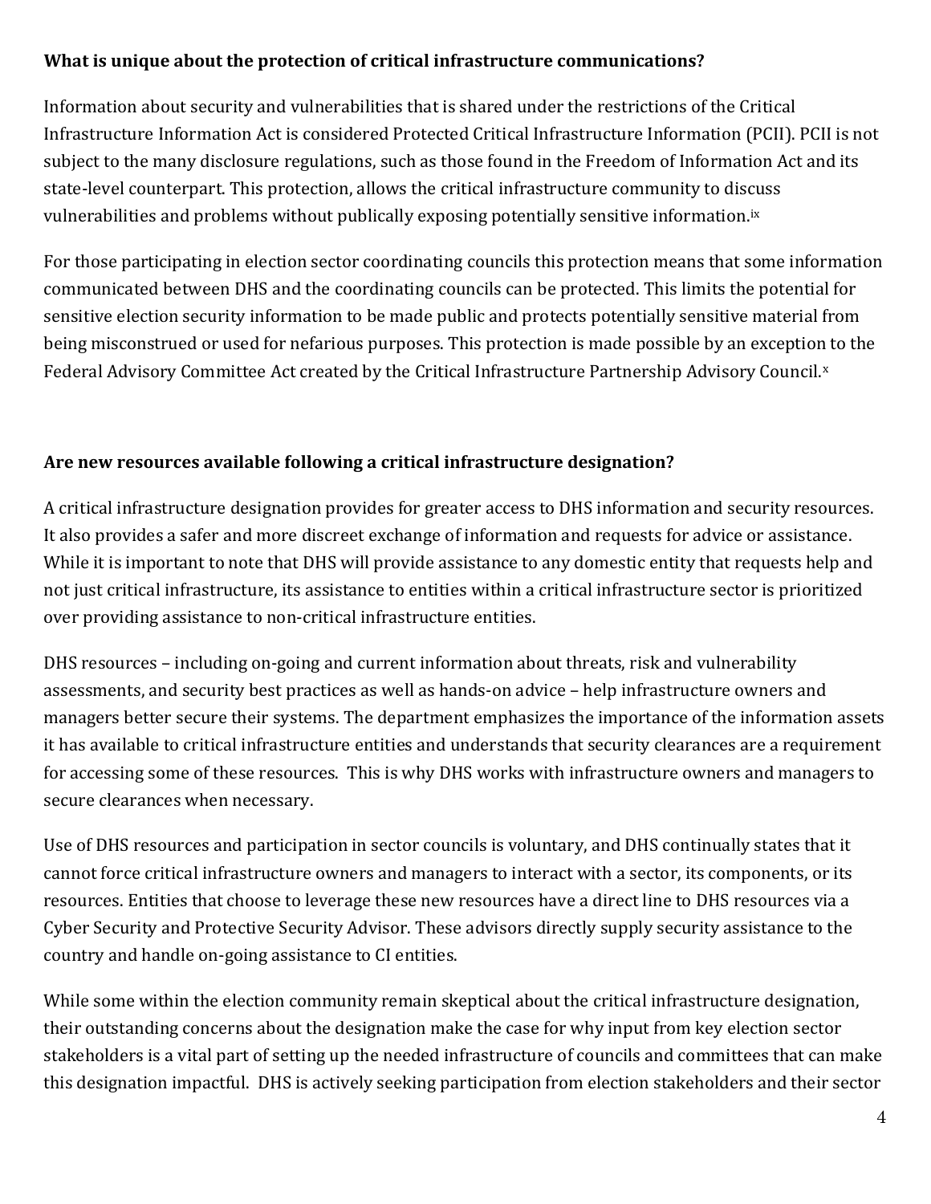**What is unique about the protection of critical infrastructure communications?**

Information about security and vulnerabilities that is shared under the restrictions of the Critical Infrastructure Information Act is considered Protected Critical Infrastructure Information (PCII). PCII is not subject to the many disclosure regulations, such as those found in the Freedom of Information Act and its state-level counterpart. This protection, allows the critical infrastructure community to discuss vulnerabilities and problems without publically exposing potentially sensitive information.[ix]

For those participating in election sector coordinating councils this protection means that some information communicated between DHS and the coordinating councils can be protected. This limits the potential for sensitive election security information to be made public and protects potentially sensitive material from being misconstrued or used for nefarious purposes. This protection is made possible by an exception to the Federal Advisory Committee Act created by the Critical Infrastructure Partnership Advisory Council.[x]

**Are new resources available following a critical infrastructure designation?**

A critical infrastructure designation provides for greater access to DHS information and security resources. It also provides a safer and more discreet exchange of information and requests for advice or assistance. While it is important to note that DHS will provide assistance to any domestic entity that requests help and not just critical infrastructure, its assistance to entities within a critical infrastructure sector is prioritized over providing assistance to non-critical infrastructure entities.

DHS resources – including on-going and current information about threats, risk and vulnerability assessments, and security best practices as well as hands-on advice – help infrastructure owners and managers better secure their systems. The department emphasizes the importance of the information assets it has available to critical infrastructure entities and understands that security clearances are a requirement for accessing some of these resources. This is why DHS works with infrastructure owners and managers to secure clearances when necessary.

Use of DHS resources and participation in sector councils is voluntary, and DHS continually states that it cannot force critical infrastructure owners and managers to interact with a sector, its components, or its resources. Entities that choose to leverage these new resources have a direct line to DHS resources via a Cyber Security and Protective Security Advisor. These advisors directly supply security assistance to the country and handle on-going assistance to CI entities.

While some within the election community remain skeptical about the critical infrastructure designation, their outstanding concerns about the designation make the case for why input from key election sector stakeholders is a vital part of setting up the needed infrastructure of councils and committees that can make this designation impactful. DHS is actively seeking participation from election stakeholders and their sector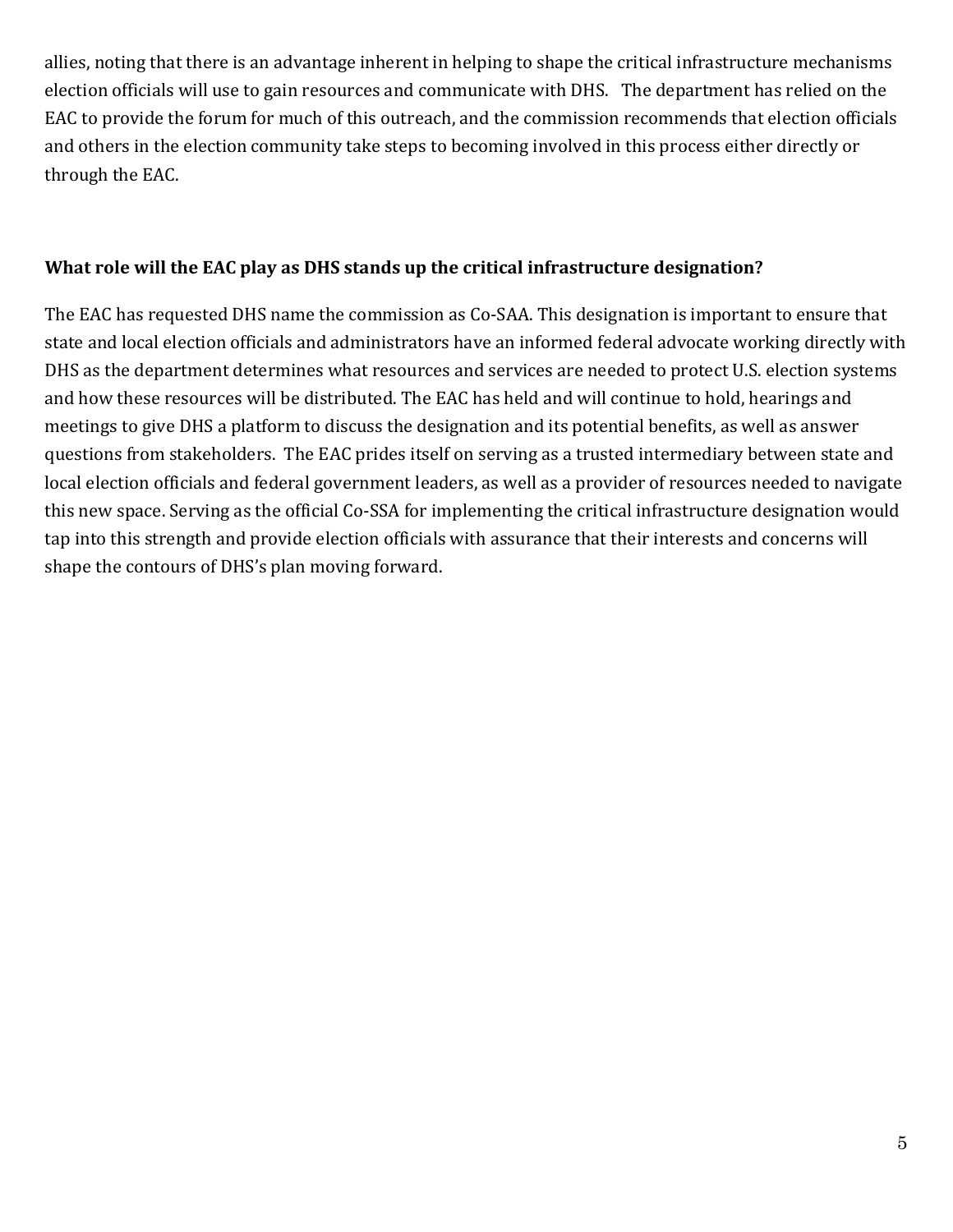allies, noting that there is an advantage inherent in helping to shape the critical infrastructure mechanisms election officials will use to gain resources and communicate with DHS. The department has relied on the EAC to provide the forum for much of this outreach, and the commission recommends that election officials and others in the election community take steps to becoming involved in this process either directly or through the EAC.

**What role will the EAC play as DHS stands up the critical infrastructure designation?**

The EAC has requested DHS name the commission as Co-SAA. This designation is important to ensure that state and local election officials and administrators have an informed federal advocate working directly with DHS as the department determines what resources and services are needed to protect U.S. election systems and how these resources will be distributed. The EAC has held and will continue to hold, hearings and meetings to give DHS a platform to discuss the designation and its potential benefits, as well as answer questions from stakeholders. The EAC prides itself on serving as a trusted intermediary between state and local election officials and federal government leaders, as well as a provider of resources needed to navigate this new space. Serving as the official Co-SSA for implementing the critical infrastructure designation would tap into this strength and provide election officials with assurance that their interests and concerns will shape the contours of DHS's plan moving forward.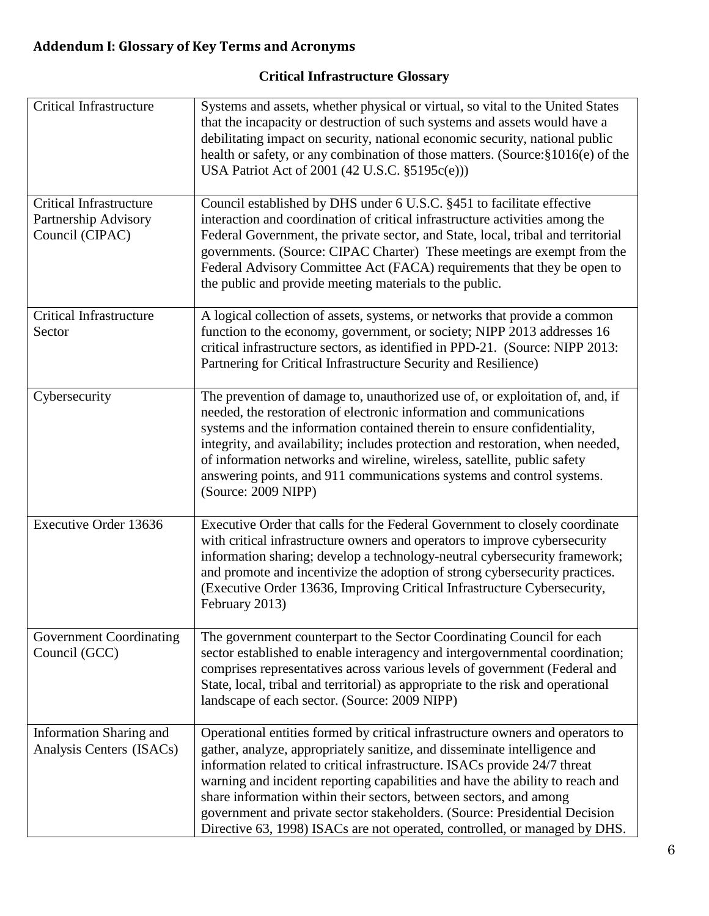## Addendum I: Glossary of Key Terms and Acronyms

### Critical Infrastructure Glossary

| Term | Definition |
|---|---|
| Critical Infrastructure | Systems and assets, whether physical or virtual, so vital to the United States that the incapacity or destruction of such systems and assets would have a debilitating impact on security, national economic security, national public health or safety, or any combination of those matters. (Source:§1016(e) of the USA Patriot Act of 2001 (42 U.S.C. §5195c(e))) |
| Critical Infrastructure Partnership Advisory Council (CIPAC) | Council established by DHS under 6 U.S.C. §451 to facilitate effective interaction and coordination of critical infrastructure activities among the Federal Government, the private sector, and State, local, tribal and territorial governments. (Source: CIPAC Charter) These meetings are exempt from the Federal Advisory Committee Act (FACA) requirements that they be open to the public and provide meeting materials to the public. |
| Critical Infrastructure Sector | A logical collection of assets, systems, or networks that provide a common function to the economy, government, or society; NIPP 2013 addresses 16 critical infrastructure sectors, as identified in PPD-21. (Source: NIPP 2013: Partnering for Critical Infrastructure Security and Resilience) |
| Cybersecurity | The prevention of damage to, unauthorized use of, or exploitation of, and, if needed, the restoration of electronic information and communications systems and the information contained therein to ensure confidentiality, integrity, and availability; includes protection and restoration, when needed, of information networks and wireline, wireless, satellite, public safety answering points, and 911 communications systems and control systems. (Source: 2009 NIPP) |
| Executive Order 13636 | Executive Order that calls for the Federal Government to closely coordinate with critical infrastructure owners and operators to improve cybersecurity information sharing; develop a technology-neutral cybersecurity framework; and promote and incentivize the adoption of strong cybersecurity practices. (Executive Order 13636, Improving Critical Infrastructure Cybersecurity, February 2013) |
| Government Coordinating Council (GCC) | The government counterpart to the Sector Coordinating Council for each sector established to enable interagency and intergovernmental coordination; comprises representatives across various levels of government (Federal and State, local, tribal and territorial) as appropriate to the risk and operational landscape of each sector. (Source: 2009 NIPP) |
| Information Sharing and Analysis Centers (ISACs) | Operational entities formed by critical infrastructure owners and operators to gather, analyze, appropriately sanitize, and disseminate intelligence and information related to critical infrastructure. ISACs provide 24/7 threat warning and incident reporting capabilities and have the ability to reach and share information within their sectors, between sectors, and among government and private sector stakeholders. (Source: Presidential Decision Directive 63, 1998) ISACs are not operated, controlled, or managed by DHS. |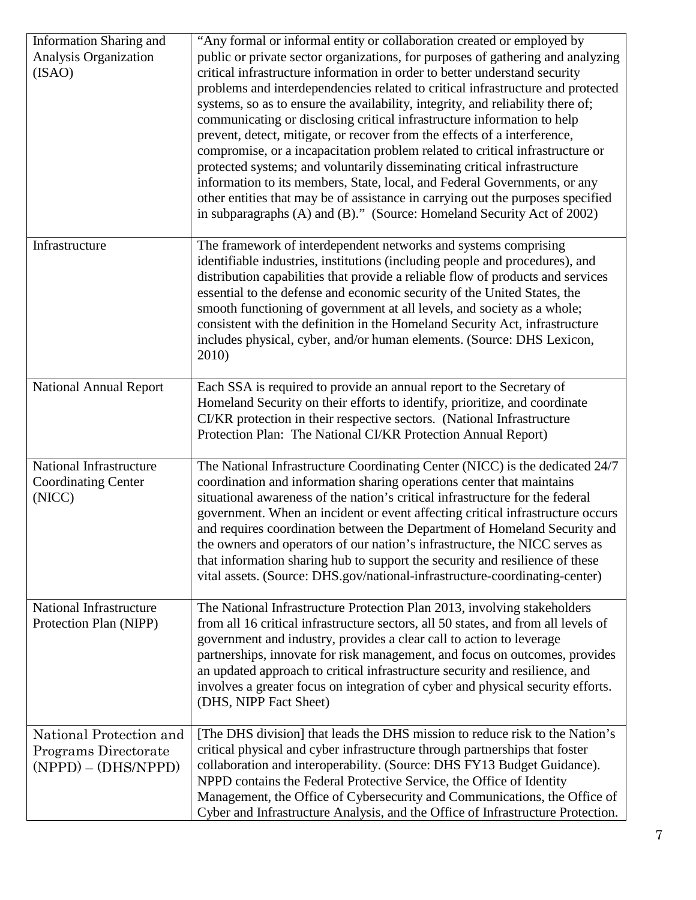| | |
|---|---|
| Information Sharing and Analysis Organization (ISAO) | "Any formal or informal entity or collaboration created or employed by public or private sector organizations, for purposes of gathering and analyzing critical infrastructure information in order to better understand security problems and interdependencies related to critical infrastructure and protected systems, so as to ensure the availability, integrity, and reliability there of; communicating or disclosing critical infrastructure information to help prevent, detect, mitigate, or recover from the effects of a interference, compromise, or a incapacitation problem related to critical infrastructure or protected systems; and voluntarily disseminating critical infrastructure information to its members, State, local, and Federal Governments, or any other entities that may be of assistance in carrying out the purposes specified in subparagraphs (A) and (B)." (Source: Homeland Security Act of 2002) |
| Infrastructure | The framework of interdependent networks and systems comprising identifiable industries, institutions (including people and procedures), and distribution capabilities that provide a reliable flow of products and services essential to the defense and economic security of the United States, the smooth functioning of government at all levels, and society as a whole; consistent with the definition in the Homeland Security Act, infrastructure includes physical, cyber, and/or human elements. (Source: DHS Lexicon, 2010) |
| National Annual Report | Each SSA is required to provide an annual report to the Secretary of Homeland Security on their efforts to identify, prioritize, and coordinate CI/KR protection in their respective sectors. (National Infrastructure Protection Plan: The National CI/KR Protection Annual Report) |
| National Infrastructure Coordinating Center (NICC) | The National Infrastructure Coordinating Center (NICC) is the dedicated 24/7 coordination and information sharing operations center that maintains situational awareness of the nation's critical infrastructure for the federal government. When an incident or event affecting critical infrastructure occurs and requires coordination between the Department of Homeland Security and the owners and operators of our nation's infrastructure, the NICC serves as that information sharing hub to support the security and resilience of these vital assets. (Source: DHS.gov/national-infrastructure-coordinating-center) |
| National Infrastructure Protection Plan (NIPP) | The National Infrastructure Protection Plan 2013, involving stakeholders from all 16 critical infrastructure sectors, all 50 states, and from all levels of government and industry, provides a clear call to action to leverage partnerships, innovate for risk management, and focus on outcomes, provides an updated approach to critical infrastructure security and resilience, and involves a greater focus on integration of cyber and physical security efforts. (DHS, NIPP Fact Sheet) |
| National Protection and Programs Directorate (NPPD) – (DHS/NPPD) | [The DHS division] that leads the DHS mission to reduce risk to the Nation's critical physical and cyber infrastructure through partnerships that foster collaboration and interoperability. (Source: DHS FY13 Budget Guidance). NPPD contains the Federal Protective Service, the Office of Identity Management, the Office of Cybersecurity and Communications, the Office of Cyber and Infrastructure Analysis, and the Office of Infrastructure Protection. |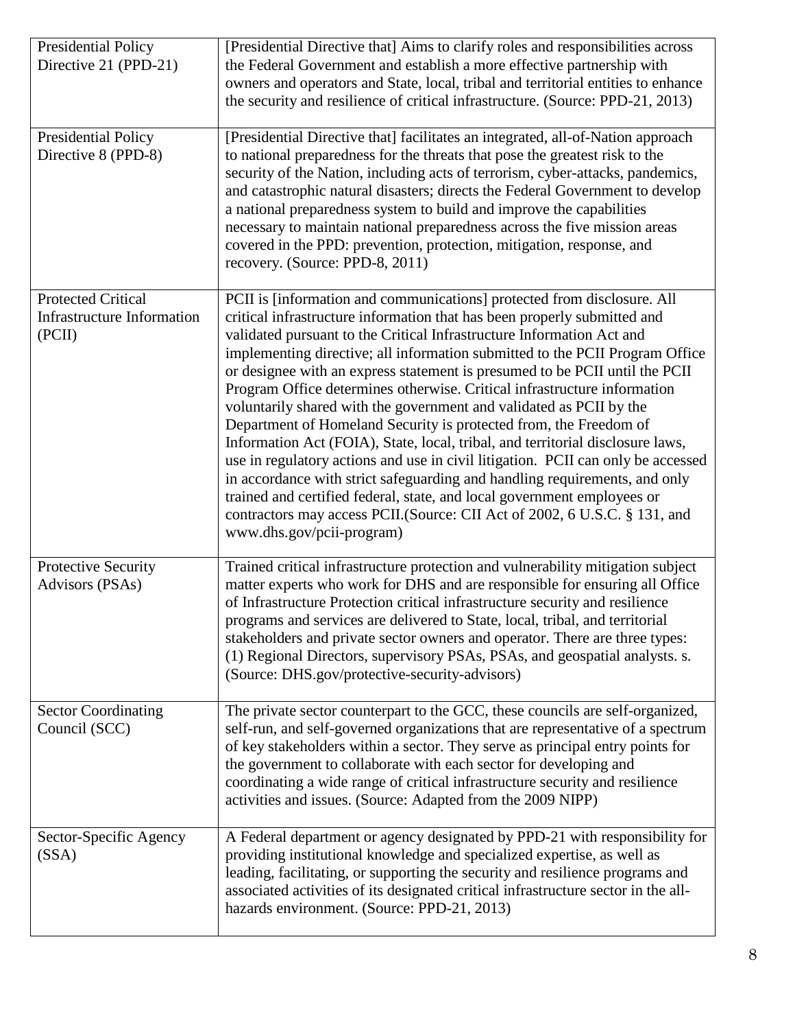| | |
|---|---|
| Presidential Policy Directive 21 (PPD-21) | [Presidential Directive that] Aims to clarify roles and responsibilities across the Federal Government and establish a more effective partnership with owners and operators and State, local, tribal and territorial entities to enhance the security and resilience of critical infrastructure. (Source: PPD-21, 2013) |
| Presidential Policy Directive 8 (PPD-8) | [Presidential Directive that] facilitates an integrated, all-of-Nation approach to national preparedness for the threats that pose the greatest risk to the security of the Nation, including acts of terrorism, cyber-attacks, pandemics, and catastrophic natural disasters; directs the Federal Government to develop a national preparedness system to build and improve the capabilities necessary to maintain national preparedness across the five mission areas covered in the PPD: prevention, protection, mitigation, response, and recovery. (Source: PPD-8, 2011) |
| Protected Critical Infrastructure Information (PCII) | PCII is [information and communications] protected from disclosure. All critical infrastructure information that has been properly submitted and validated pursuant to the Critical Infrastructure Information Act and implementing directive; all information submitted to the PCII Program Office or designee with an express statement is presumed to be PCII until the PCII Program Office determines otherwise. Critical infrastructure information voluntarily shared with the government and validated as PCII by the Department of Homeland Security is protected from, the Freedom of Information Act (FOIA), State, local, tribal, and territorial disclosure laws, use in regulatory actions and use in civil litigation. PCII can only be accessed in accordance with strict safeguarding and handling requirements, and only trained and certified federal, state, and local government employees or contractors may access PCII.(Source: CII Act of 2002, 6 U.S.C. § 131, and www.dhs.gov/pcii-program) |
| Protective Security Advisors (PSAs) | Trained critical infrastructure protection and vulnerability mitigation subject matter experts who work for DHS and are responsible for ensuring all Office of Infrastructure Protection critical infrastructure security and resilience programs and services are delivered to State, local, tribal, and territorial stakeholders and private sector owners and operator. There are three types: (1) Regional Directors, supervisory PSAs, PSAs, and geospatial analysts. s. (Source: DHS.gov/protective-security-advisors) |
| Sector Coordinating Council (SCC) | The private sector counterpart to the GCC, these councils are self-organized, self-run, and self-governed organizations that are representative of a spectrum of key stakeholders within a sector. They serve as principal entry points for the government to collaborate with each sector for developing and coordinating a wide range of critical infrastructure security and resilience activities and issues. (Source: Adapted from the 2009 NIPP) |
| Sector-Specific Agency (SSA) | A Federal department or agency designated by PPD-21 with responsibility for providing institutional knowledge and specialized expertise, as well as leading, facilitating, or supporting the security and resilience programs and associated activities of its designated critical infrastructure sector in the all-hazards environment. (Source: PPD-21, 2013) |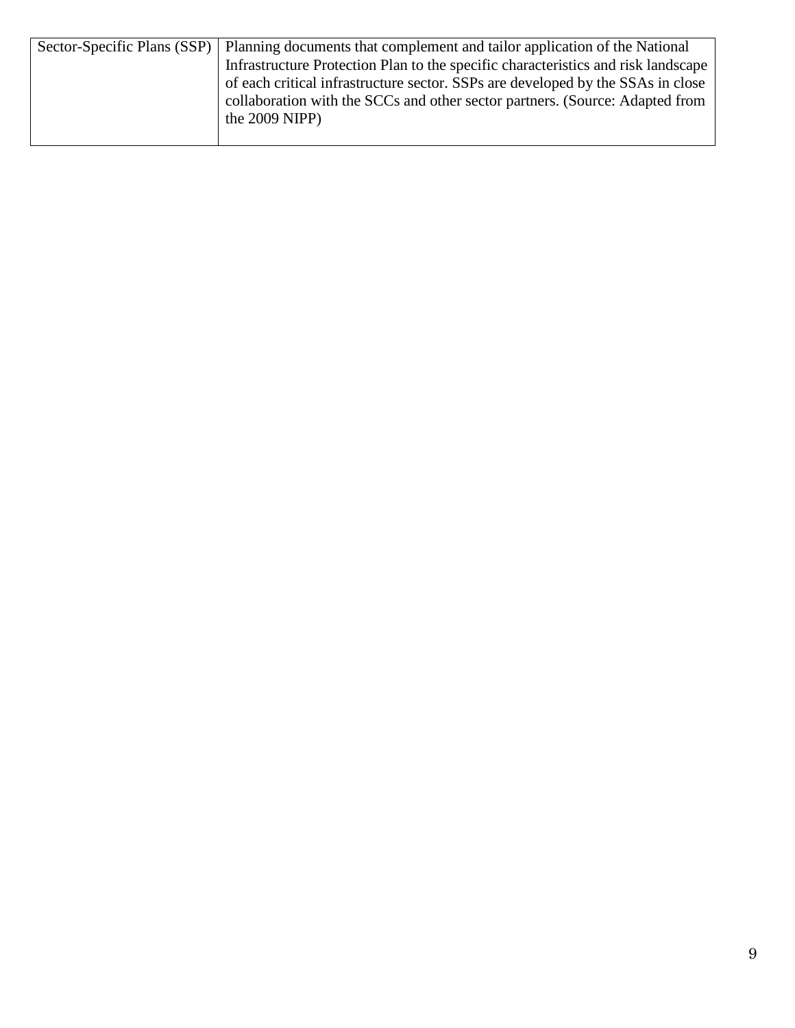| | |
|---|---|
| Sector-Specific Plans (SSP) | Planning documents that complement and tailor application of the National Infrastructure Protection Plan to the specific characteristics and risk landscape of each critical infrastructure sector. SSPs are developed by the SSAs in close collaboration with the SCCs and other sector partners. (Source: Adapted from the 2009 NIPP) |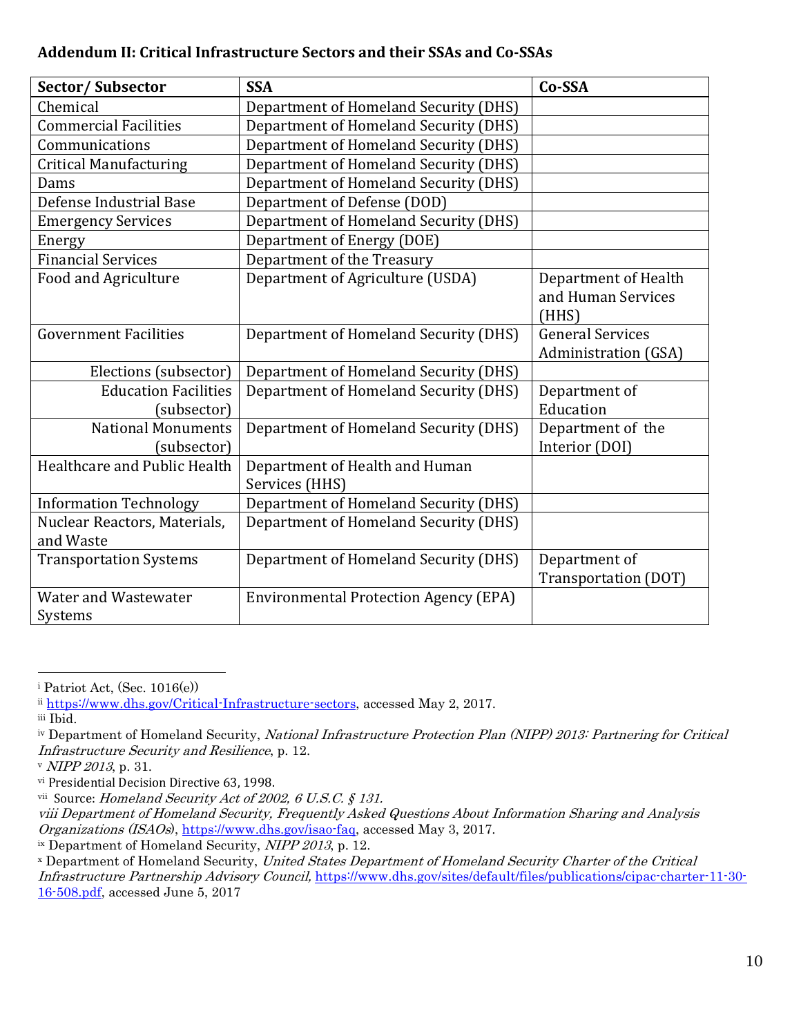**Addendum II: Critical Infrastructure Sectors and their SSAs and Co-SSAs**

| Sector/ Subsector | SSA | Co-SSA |
|---|---|---|
| Chemical | Department of Homeland Security (DHS) | |
| Commercial Facilities | Department of Homeland Security (DHS) | |
| Communications | Department of Homeland Security (DHS) | |
| Critical Manufacturing | Department of Homeland Security (DHS) | |
| Dams | Department of Homeland Security (DHS) | |
| Defense Industrial Base | Department of Defense (DOD) | |
| Emergency Services | Department of Homeland Security (DHS) | |
| Energy | Department of Energy (DOE) | |
| Financial Services | Department of the Treasury | |
| Food and Agriculture | Department of Agriculture (USDA) | Department of Health and Human Services (HHS) |
| Government Facilities | Department of Homeland Security (DHS) | General Services Administration (GSA) |
| Elections (subsector) | Department of Homeland Security (DHS) | |
| Education Facilities (subsector) | Department of Homeland Security (DHS) | Department of Education |
| National Monuments (subsector) | Department of Homeland Security (DHS) | Department of the Interior (DOI) |
| Healthcare and Public Health | Department of Health and Human Services (HHS) | |
| Information Technology | Department of Homeland Security (DHS) | |
| Nuclear Reactors, Materials, and Waste | Department of Homeland Security (DHS) | |
| Transportation Systems | Department of Homeland Security (DHS) | Department of Transportation (DOT) |
| Water and Wastewater Systems | Environmental Protection Agency (EPA) | |

---

[i] Patriot Act, (Sec. 1016(e))

[ii] https://www.dhs.gov/Critical-Infrastructure-sectors, accessed May 2, 2017.

[iii] Ibid.

[iv] Department of Homeland Security, *National Infrastructure Protection Plan (NIPP) 2013: Partnering for Critical Infrastructure Security and Resilience*, p. 12.

[v] *NIPP 2013*, p. 31.

[vi] Presidential Decision Directive 63, 1998.

[vii] Source: *Homeland Security Act of 2002, 6 U.S.C. § 131.*

*viii Department of Homeland Security, Frequently Asked Questions About Information Sharing and Analysis Organizations (ISAOs)*, https://www.dhs.gov/isao-faq, accessed May 3, 2017.

[ix] Department of Homeland Security, *NIPP 2013*, p. 12.

[x] Department of Homeland Security, *United States Department of Homeland Security Charter of the Critical Infrastructure Partnership Advisory Council,* https://www.dhs.gov/sites/default/files/publications/cipac-charter-11-30-16-508.pdf, accessed June 5, 2017